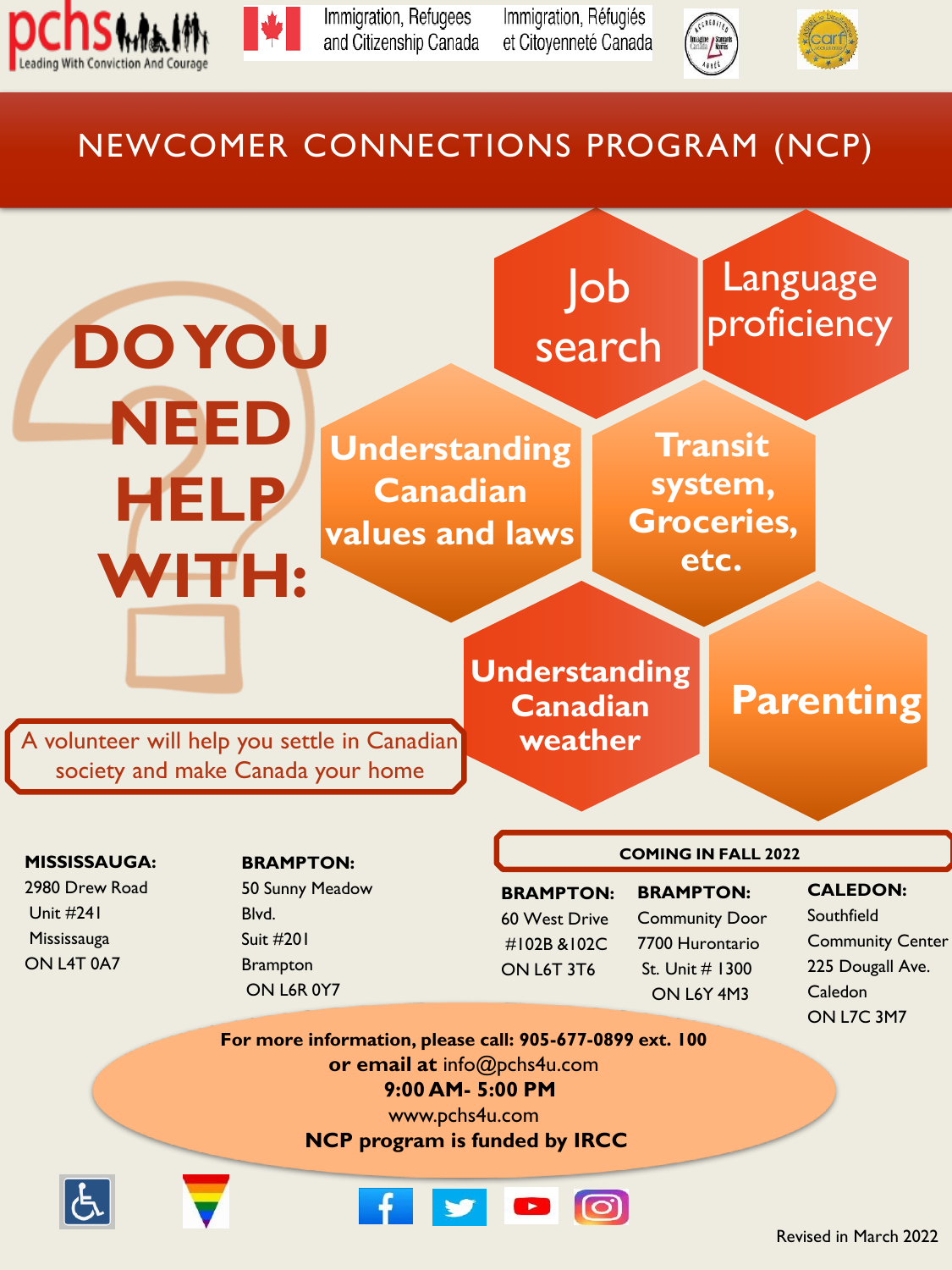pchs — Leading With Conviction And Courage

Immigration, Refugees and Citizenship Canada / Immigration, Réfugiés et Citoyenneté Canada

# NEWCOMER CONNECTIONS PROGRAM (NCP)

## DO YOU NEED HELP WITH:

- Job search
- Language proficiency
- Understanding Canadian values and laws
- Transit system, Groceries, etc.
- Understanding Canadian weather
- Parenting

A volunteer will help you settle in Canadian society and make Canada your home

**MISSISSAUGA:**
2980 Drew Road
Unit #241
Mississauga
ON L4T 0A7

**BRAMPTON:**
50 Sunny Meadow Blvd.
Suit #201
Brampton
ON L6R 0Y7

**COMING IN FALL 2022**

**BRAMPTON:**
60 West Drive
#102B &102C
ON L6T 3T6

**BRAMPTON:**
Community Door
7700 Hurontario St. Unit # 1300
ON L6Y 4M3

**CALEDON:**
Southfield Community Center
225 Dougall Ave.
Caledon
ON L7C 3M7

**For more information, please call: 905-677-0899 ext. 100**
**or email at** info@pchs4u.com
**9:00 AM- 5:00 PM**
www.pchs4u.com
**NCP program is funded by IRCC**

Revised in March 2022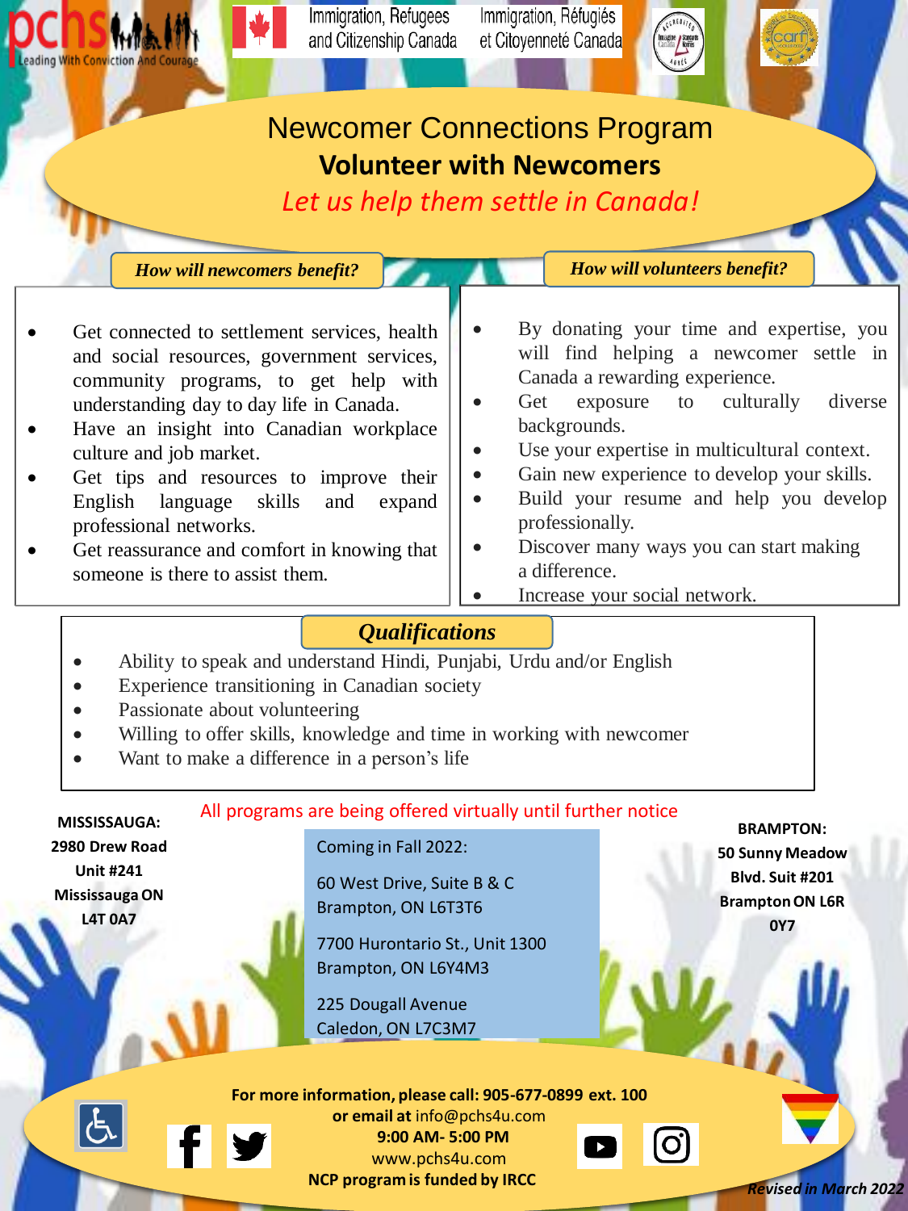Immigration, Refugees and Citizenship Canada / Immigration, Réfugiés et Citoyenneté Canada

# Newcomer Connections Program

## Volunteer with Newcomers

*Let us help them settle in Canada!*

### *How will newcomers benefit?*

- Get connected to settlement services, health and social resources, government services, community programs, to get help with understanding day to day life in Canada.
- Have an insight into Canadian workplace culture and job market.
- Get tips and resources to improve their English language skills and expand professional networks.
- Get reassurance and comfort in knowing that someone is there to assist them.

### *How will volunteers benefit?*

- By donating your time and expertise, you will find helping a newcomer settle in Canada a rewarding experience.
- Get exposure to culturally diverse backgrounds.
- Use your expertise in multicultural context.
- Gain new experience to develop your skills.
- Build your resume and help you develop professionally.
- Discover many ways you can start making a difference.
- Increase your social network.

### *Qualifications*

- Ability to speak and understand Hindi, Punjabi, Urdu and/or English
- Experience transitioning in Canadian society
- Passionate about volunteering
- Willing to offer skills, knowledge and time in working with newcomer
- Want to make a difference in a person's life

All programs are being offered virtually until further notice

**MISSISSAUGA:**
**2980 Drew Road**
**Unit #241**
**Mississauga ON**
**L4T 0A7**

Coming in Fall 2022:

60 West Drive, Suite B & C
Brampton, ON L6T3T6

7700 Hurontario St., Unit 1300
Brampton, ON L6Y4M3

225 Dougall Avenue
Caledon, ON L7C3M7

**BRAMPTON:**
**50 Sunny Meadow Blvd. Suit #201**
**Brampton ON L6R 0Y7**

**For more information, please call: 905-677-0899 ext. 100**
**or email at** info@pchs4u.com
**9:00 AM- 5:00 PM**
www.pchs4u.com
**NCP program is funded by IRCC**

***Revised in March 2022***